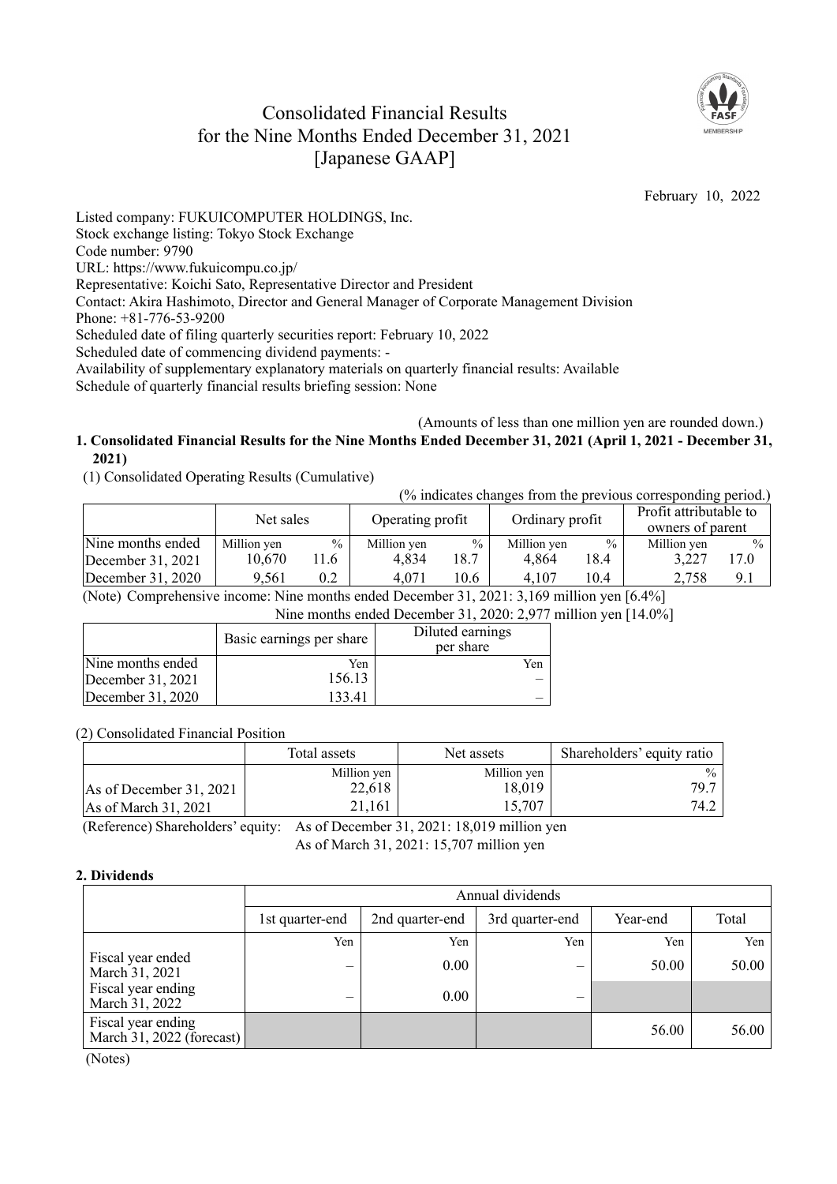# Consolidated Financial Results for the Nine Months Ended December 31, 2021 [Japanese GAAP]

February 10, 2022

Listed company: FUKUICOMPUTER HOLDINGS, Inc.
Stock exchange listing: Tokyo Stock Exchange
Code number: 9790
URL: https://www.fukuicompu.co.jp/
Representative: Koichi Sato, Representative Director and President
Contact: Akira Hashimoto, Director and General Manager of Corporate Management Division
Phone: +81-776-53-9200
Scheduled date of filing quarterly securities report: February 10, 2022
Scheduled date of commencing dividend payments: -
Availability of supplementary explanatory materials on quarterly financial results: Available
Schedule of quarterly financial results briefing session: None

(Amounts of less than one million yen are rounded down.)

## 1. Consolidated Financial Results for the Nine Months Ended December 31, 2021 (April 1, 2021 - December 31, 2021)

(1) Consolidated Operating Results (Cumulative)

(% indicates changes from the previous corresponding period.)

| | Net sales | | Operating profit | | Ordinary profit | | Profit attributable to owners of parent | |
|---|---|---|---|---|---|---|---|---|
| Nine months ended | Million yen | % | Million yen | % | Million yen | % | Million yen | % |
| December 31, 2021 | 10,670 | 11.6 | 4,834 | 18.7 | 4,864 | 18.4 | 3,227 | 17.0 |
| December 31, 2020 | 9,561 | 0.2 | 4,071 | 10.6 | 4,107 | 10.4 | 2,758 | 9.1 |

(Note) Comprehensive income: Nine months ended December 31, 2021: 3,169 million yen [6.4%]
Nine months ended December 31, 2020: 2,977 million yen [14.0%]

| | Basic earnings per share | Diluted earnings per share |
|---|---|---|
| Nine months ended | Yen | Yen |
| December 31, 2021 | 156.13 | – |
| December 31, 2020 | 133.41 | – |

(2) Consolidated Financial Position

| | Total assets | Net assets | Shareholders' equity ratio |
|---|---|---|---|
| | Million yen | Million yen | % |
| As of December 31, 2021 | 22,618 | 18,019 | 79.7 |
| As of March 31, 2021 | 21,161 | 15,707 | 74.2 |

(Reference) Shareholders' equity: As of December 31, 2021: 18,019 million yen
As of March 31, 2021: 15,707 million yen

## 2. Dividends

| | Annual dividends | | | | |
|---|---|---|---|---|---|
| | 1st quarter-end | 2nd quarter-end | 3rd quarter-end | Year-end | Total |
| | Yen | Yen | Yen | Yen | Yen |
| Fiscal year ended March 31, 2021 | – | 0.00 | – | 50.00 | 50.00 |
| Fiscal year ending March 31, 2022 | – | 0.00 | – | | |
| Fiscal year ending March 31, 2022 (forecast) | | | | 56.00 | 56.00 |

(Notes)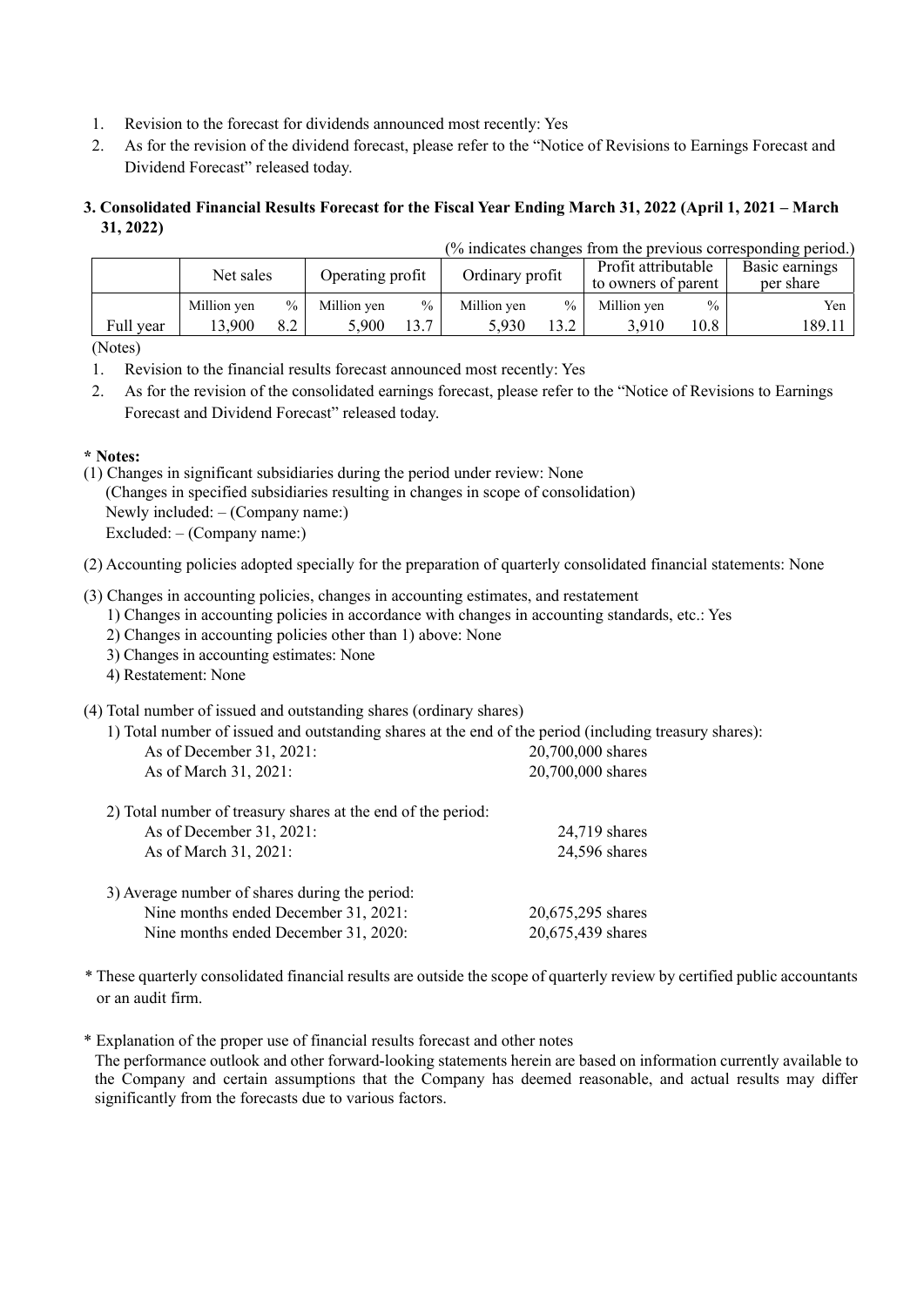1. Revision to the forecast for dividends announced most recently: Yes
2. As for the revision of the dividend forecast, please refer to the "Notice of Revisions to Earnings Forecast and Dividend Forecast" released today.

**3. Consolidated Financial Results Forecast for the Fiscal Year Ending March 31, 2022 (April 1, 2021 – March 31, 2022)**

(% indicates changes from the previous corresponding period.)

| | Net sales | | Operating profit | | Ordinary profit | | Profit attributable to owners of parent | | Basic earnings per share |
|---|---|---|---|---|---|---|---|---|---|
| | Million yen | % | Million yen | % | Million yen | % | Million yen | % | Yen |
| Full year | 13,900 | 8.2 | 5,900 | 13.7 | 5,930 | 13.2 | 3,910 | 10.8 | 189.11 |

(Notes)

1. Revision to the financial results forecast announced most recently: Yes
2. As for the revision of the consolidated earnings forecast, please refer to the "Notice of Revisions to Earnings Forecast and Dividend Forecast" released today.

**\* Notes:**

(1) Changes in significant subsidiaries during the period under review: None
(Changes in specified subsidiaries resulting in changes in scope of consolidation)
Newly included: – (Company name:)
Excluded: – (Company name:)

(2) Accounting policies adopted specially for the preparation of quarterly consolidated financial statements: None

(3) Changes in accounting policies, changes in accounting estimates, and restatement
1) Changes in accounting policies in accordance with changes in accounting standards, etc.: Yes
2) Changes in accounting policies other than 1) above: None
3) Changes in accounting estimates: None
4) Restatement: None

(4) Total number of issued and outstanding shares (ordinary shares)

1) Total number of issued and outstanding shares at the end of the period (including treasury shares):

| | |
|---|---|
| As of December 31, 2021: | 20,700,000 shares |
| As of March 31, 2021: | 20,700,000 shares |

2) Total number of treasury shares at the end of the period:

| | |
|---|---|
| As of December 31, 2021: | 24,719 shares |
| As of March 31, 2021: | 24,596 shares |

3) Average number of shares during the period:

| | |
|---|---|
| Nine months ended December 31, 2021: | 20,675,295 shares |
| Nine months ended December 31, 2020: | 20,675,439 shares |

\* These quarterly consolidated financial results are outside the scope of quarterly review by certified public accountants or an audit firm.

\* Explanation of the proper use of financial results forecast and other notes
The performance outlook and other forward-looking statements herein are based on information currently available to the Company and certain assumptions that the Company has deemed reasonable, and actual results may differ significantly from the forecasts due to various factors.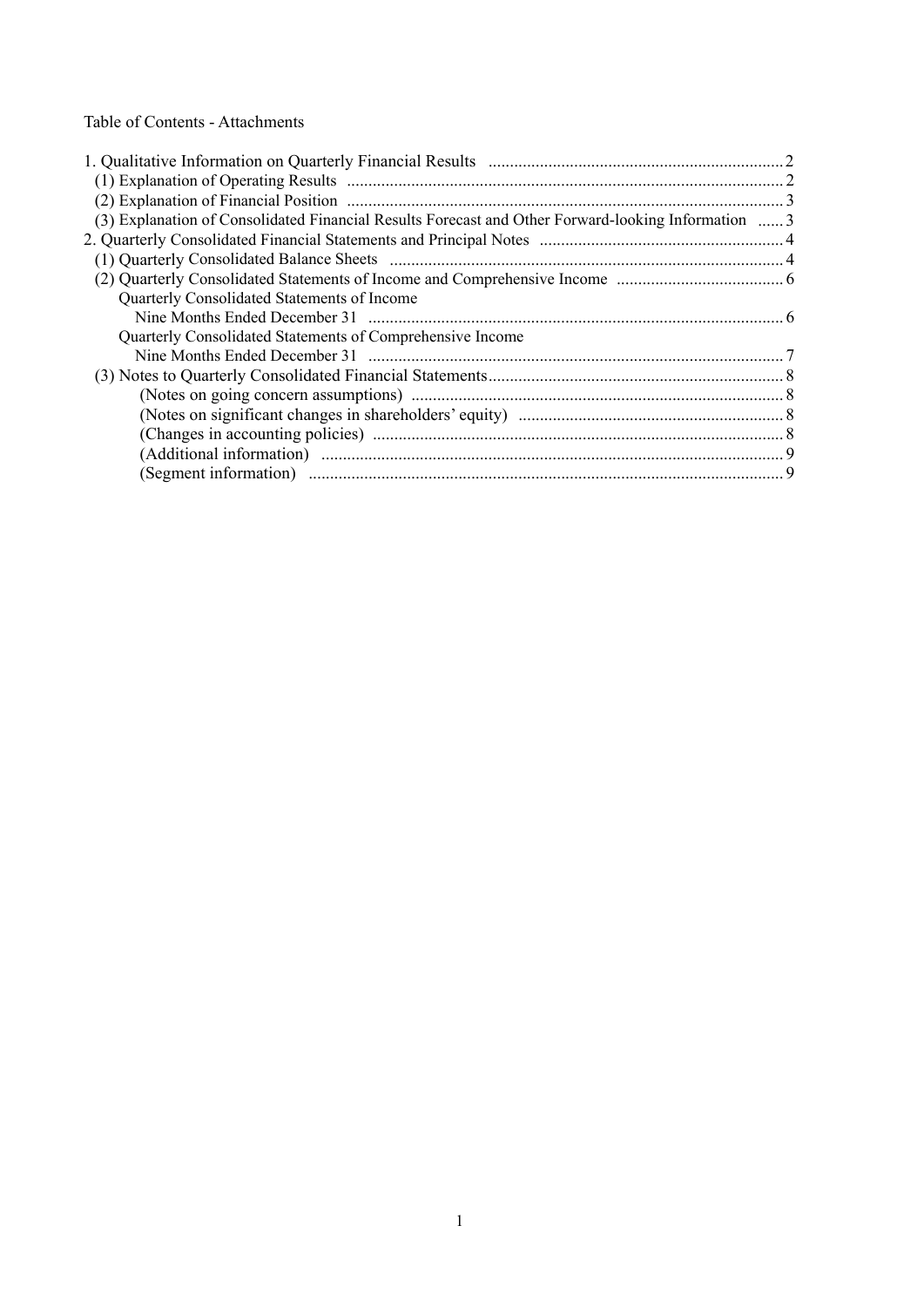Table of Contents - Attachments

| | |
|---|---|
| 1. Qualitative Information on Quarterly Financial Results | 2 |
| (1) Explanation of Operating Results | 2 |
| (2) Explanation of Financial Position | 3 |
| (3) Explanation of Consolidated Financial Results Forecast and Other Forward-looking Information | 3 |
| 2. Quarterly Consolidated Financial Statements and Principal Notes | 4 |
| (1) Quarterly Consolidated Balance Sheets | 4 |
| (2) Quarterly Consolidated Statements of Income and Comprehensive Income | 6 |
| Quarterly Consolidated Statements of Income | |
| Nine Months Ended December 31 | 6 |
| Quarterly Consolidated Statements of Comprehensive Income | |
| Nine Months Ended December 31 | 7 |
| (3) Notes to Quarterly Consolidated Financial Statements | 8 |
| (Notes on going concern assumptions) | 8 |
| (Notes on significant changes in shareholders' equity) | 8 |
| (Changes in accounting policies) | 8 |
| (Additional information) | 9 |
| (Segment information) | 9 |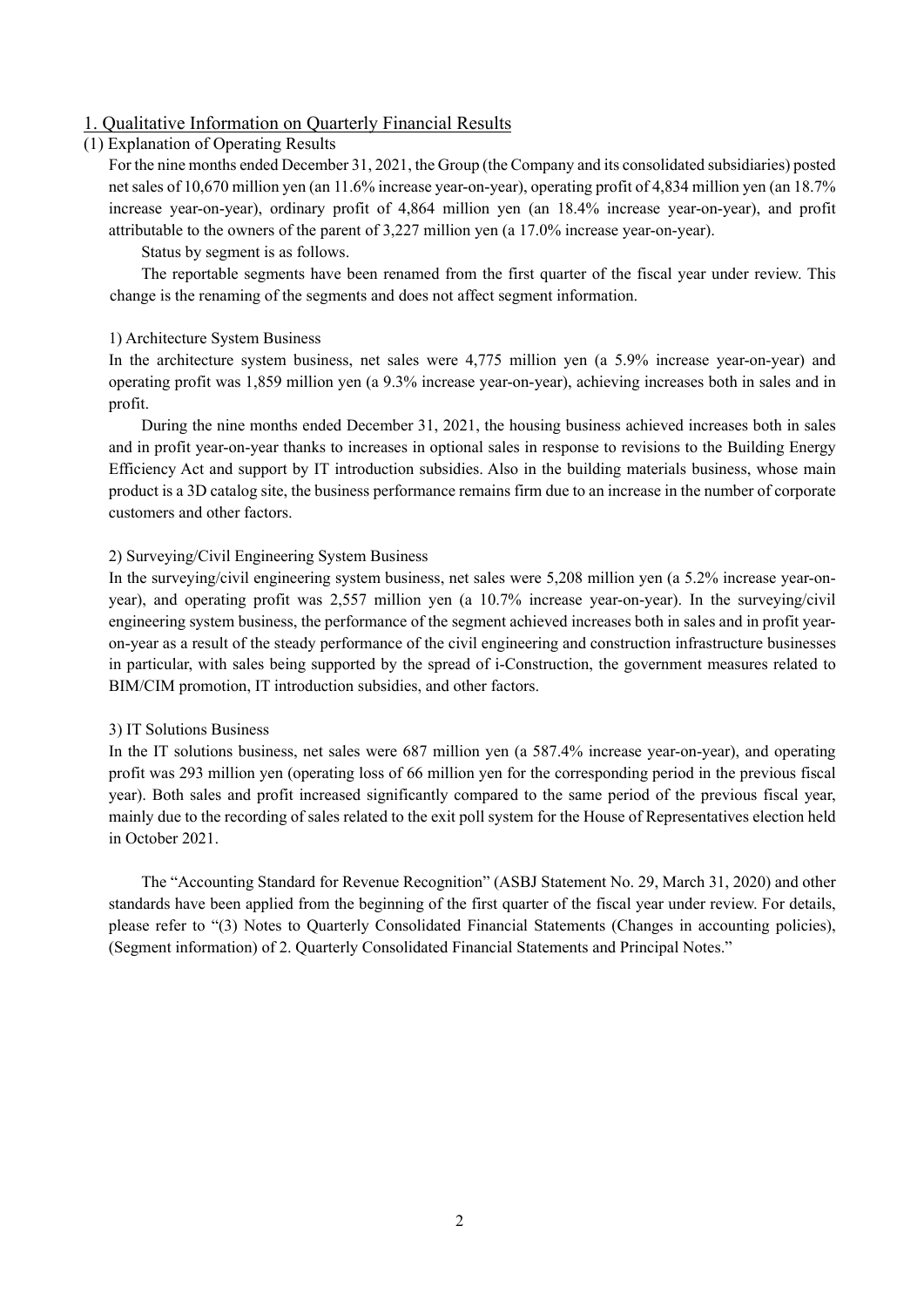## 1. Qualitative Information on Quarterly Financial Results

### (1) Explanation of Operating Results

For the nine months ended December 31, 2021, the Group (the Company and its consolidated subsidiaries) posted net sales of 10,670 million yen (an 11.6% increase year-on-year), operating profit of 4,834 million yen (an 18.7% increase year-on-year), ordinary profit of 4,864 million yen (an 18.4% increase year-on-year), and profit attributable to the owners of the parent of 3,227 million yen (a 17.0% increase year-on-year).

Status by segment is as follows.

The reportable segments have been renamed from the first quarter of the fiscal year under review. This change is the renaming of the segments and does not affect segment information.

#### 1) Architecture System Business

In the architecture system business, net sales were 4,775 million yen (a 5.9% increase year-on-year) and operating profit was 1,859 million yen (a 9.3% increase year-on-year), achieving increases both in sales and in profit.

During the nine months ended December 31, 2021, the housing business achieved increases both in sales and in profit year-on-year thanks to increases in optional sales in response to revisions to the Building Energy Efficiency Act and support by IT introduction subsidies. Also in the building materials business, whose main product is a 3D catalog site, the business performance remains firm due to an increase in the number of corporate customers and other factors.

#### 2) Surveying/Civil Engineering System Business

In the surveying/civil engineering system business, net sales were 5,208 million yen (a 5.2% increase year-on-year), and operating profit was 2,557 million yen (a 10.7% increase year-on-year). In the surveying/civil engineering system business, the performance of the segment achieved increases both in sales and in profit year-on-year as a result of the steady performance of the civil engineering and construction infrastructure businesses in particular, with sales being supported by the spread of i-Construction, the government measures related to BIM/CIM promotion, IT introduction subsidies, and other factors.

#### 3) IT Solutions Business

In the IT solutions business, net sales were 687 million yen (a 587.4% increase year-on-year), and operating profit was 293 million yen (operating loss of 66 million yen for the corresponding period in the previous fiscal year). Both sales and profit increased significantly compared to the same period of the previous fiscal year, mainly due to the recording of sales related to the exit poll system for the House of Representatives election held in October 2021.

The "Accounting Standard for Revenue Recognition" (ASBJ Statement No. 29, March 31, 2020) and other standards have been applied from the beginning of the first quarter of the fiscal year under review. For details, please refer to "(3) Notes to Quarterly Consolidated Financial Statements (Changes in accounting policies), (Segment information) of 2. Quarterly Consolidated Financial Statements and Principal Notes."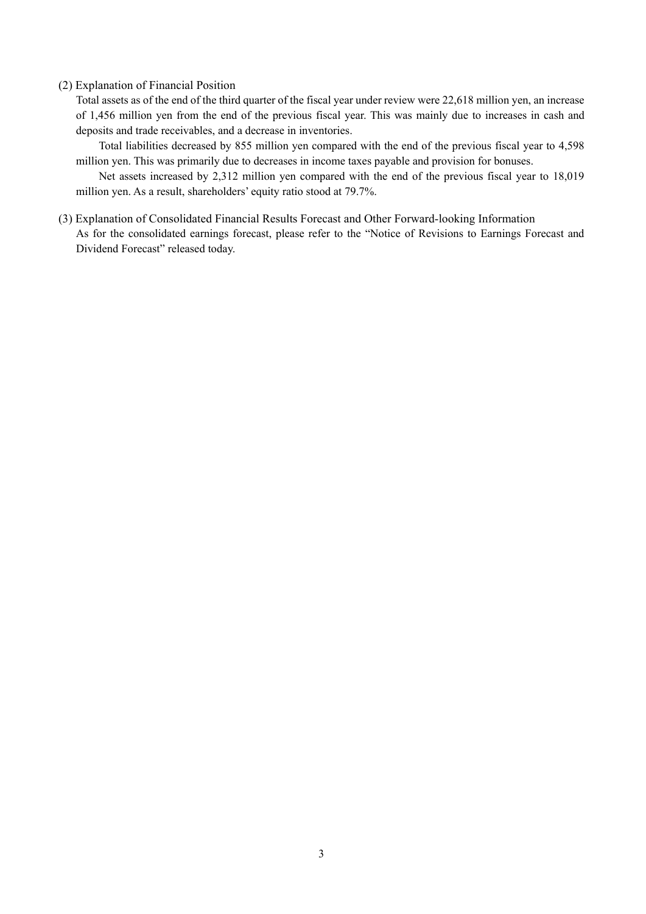### (2) Explanation of Financial Position

Total assets as of the end of the third quarter of the fiscal year under review were 22,618 million yen, an increase of 1,456 million yen from the end of the previous fiscal year. This was mainly due to increases in cash and deposits and trade receivables, and a decrease in inventories.

Total liabilities decreased by 855 million yen compared with the end of the previous fiscal year to 4,598 million yen. This was primarily due to decreases in income taxes payable and provision for bonuses.

Net assets increased by 2,312 million yen compared with the end of the previous fiscal year to 18,019 million yen. As a result, shareholders' equity ratio stood at 79.7%.

### (3) Explanation of Consolidated Financial Results Forecast and Other Forward-looking Information

As for the consolidated earnings forecast, please refer to the "Notice of Revisions to Earnings Forecast and Dividend Forecast" released today.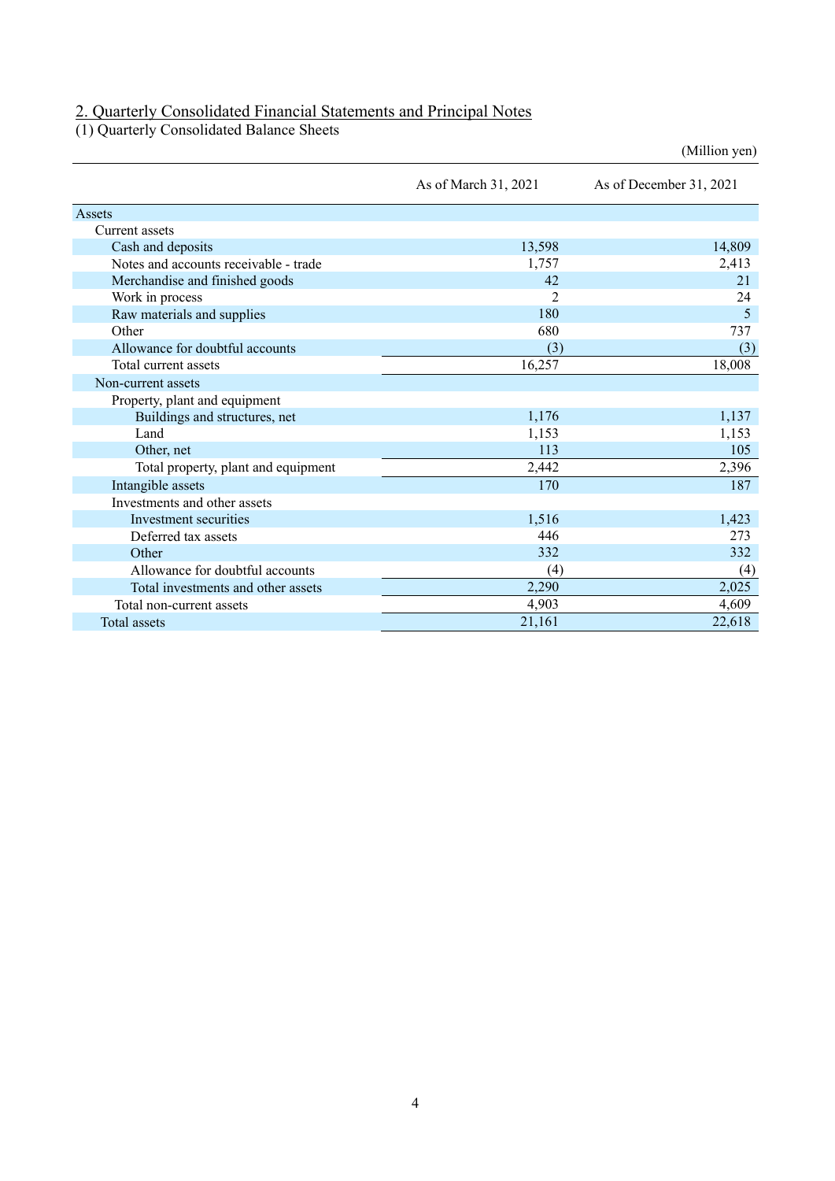## 2. Quarterly Consolidated Financial Statements and Principal Notes

(1) Quarterly Consolidated Balance Sheets

(Million yen)

| | As of March 31, 2021 | As of December 31, 2021 |
|---|---|---|
| Assets | | |
| Current assets | | |
| Cash and deposits | 13,598 | 14,809 |
| Notes and accounts receivable - trade | 1,757 | 2,413 |
| Merchandise and finished goods | 42 | 21 |
| Work in process | 2 | 24 |
| Raw materials and supplies | 180 | 5 |
| Other | 680 | 737 |
| Allowance for doubtful accounts | (3) | (3) |
| Total current assets | 16,257 | 18,008 |
| Non-current assets | | |
| Property, plant and equipment | | |
| Buildings and structures, net | 1,176 | 1,137 |
| Land | 1,153 | 1,153 |
| Other, net | 113 | 105 |
| Total property, plant and equipment | 2,442 | 2,396 |
| Intangible assets | 170 | 187 |
| Investments and other assets | | |
| Investment securities | 1,516 | 1,423 |
| Deferred tax assets | 446 | 273 |
| Other | 332 | 332 |
| Allowance for doubtful accounts | (4) | (4) |
| Total investments and other assets | 2,290 | 2,025 |
| Total non-current assets | 4,903 | 4,609 |
| Total assets | 21,161 | 22,618 |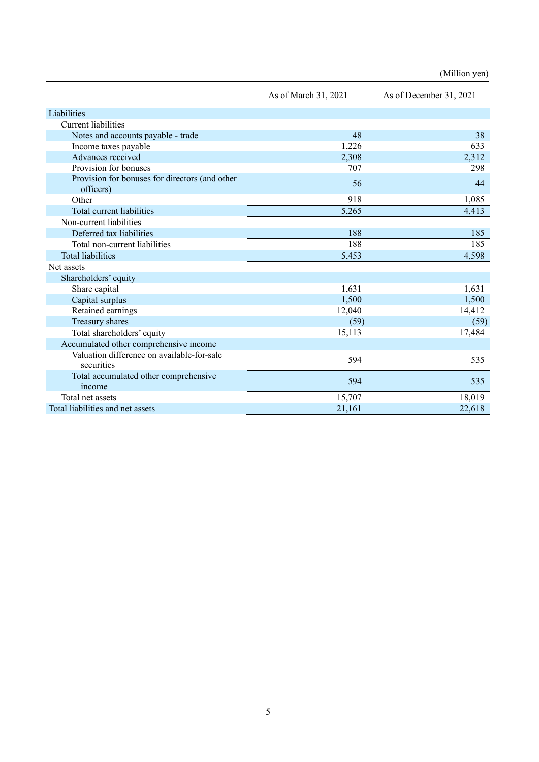(Million yen)

| | As of March 31, 2021 | As of December 31, 2021 |
|---|---|---|
| Liabilities | | |
| Current liabilities | | |
| Notes and accounts payable - trade | 48 | 38 |
| Income taxes payable | 1,226 | 633 |
| Advances received | 2,308 | 2,312 |
| Provision for bonuses | 707 | 298 |
| Provision for bonuses for directors (and other officers) | 56 | 44 |
| Other | 918 | 1,085 |
| Total current liabilities | 5,265 | 4,413 |
| Non-current liabilities | | |
| Deferred tax liabilities | 188 | 185 |
| Total non-current liabilities | 188 | 185 |
| Total liabilities | 5,453 | 4,598 |
| Net assets | | |
| Shareholders' equity | | |
| Share capital | 1,631 | 1,631 |
| Capital surplus | 1,500 | 1,500 |
| Retained earnings | 12,040 | 14,412 |
| Treasury shares | (59) | (59) |
| Total shareholders' equity | 15,113 | 17,484 |
| Accumulated other comprehensive income | | |
| Valuation difference on available-for-sale securities | 594 | 535 |
| Total accumulated other comprehensive income | 594 | 535 |
| Total net assets | 15,707 | 18,019 |
| Total liabilities and net assets | 21,161 | 22,618 |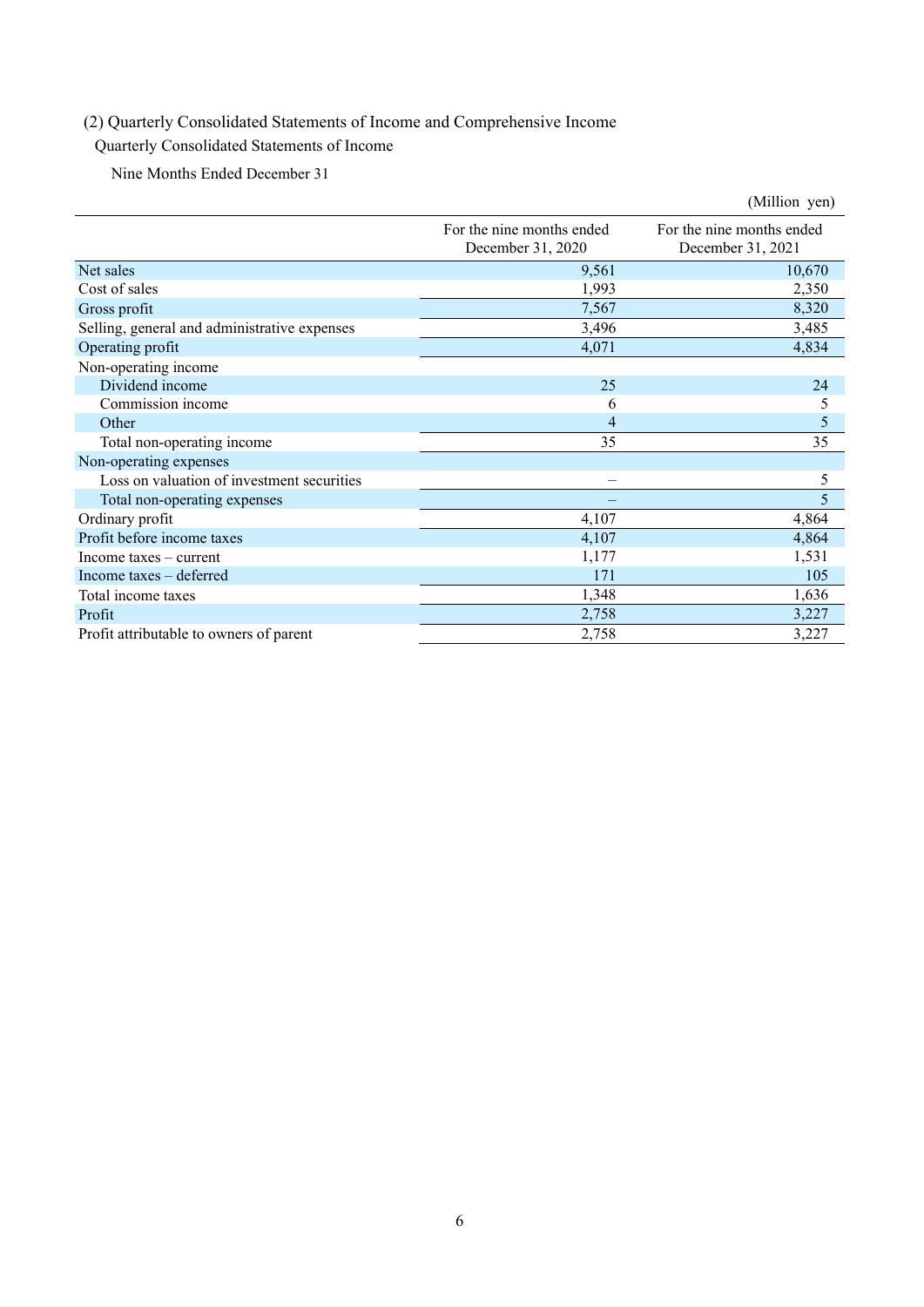## (2) Quarterly Consolidated Statements of Income and Comprehensive Income

### Quarterly Consolidated Statements of Income

Nine Months Ended December 31

(Million yen)

| | For the nine months ended December 31, 2020 | For the nine months ended December 31, 2021 |
|---|---|---|
| Net sales | 9,561 | 10,670 |
| Cost of sales | 1,993 | 2,350 |
| Gross profit | 7,567 | 8,320 |
| Selling, general and administrative expenses | 3,496 | 3,485 |
| Operating profit | 4,071 | 4,834 |
| Non-operating income | | |
| Dividend income | 25 | 24 |
| Commission income | 6 | 5 |
| Other | 4 | 5 |
| Total non-operating income | 35 | 35 |
| Non-operating expenses | | |
| Loss on valuation of investment securities | – | 5 |
| Total non-operating expenses | – | 5 |
| Ordinary profit | 4,107 | 4,864 |
| Profit before income taxes | 4,107 | 4,864 |
| Income taxes – current | 1,177 | 1,531 |
| Income taxes – deferred | 171 | 105 |
| Total income taxes | 1,348 | 1,636 |
| Profit | 2,758 | 3,227 |
| Profit attributable to owners of parent | 2,758 | 3,227 |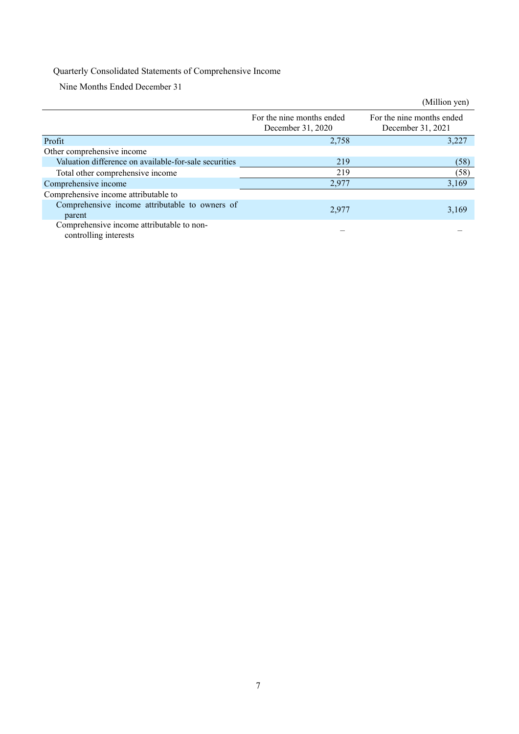Quarterly Consolidated Statements of Comprehensive Income

Nine Months Ended December 31

(Million yen)

| | For the nine months ended December 31, 2020 | For the nine months ended December 31, 2021 |
|---|---|---|
| Profit | 2,758 | 3,227 |
| Other comprehensive income | | |
| Valuation difference on available-for-sale securities | 219 | (58) |
| Total other comprehensive income | 219 | (58) |
| Comprehensive income | 2,977 | 3,169 |
| Comprehensive income attributable to | | |
| Comprehensive income attributable to owners of parent | 2,977 | 3,169 |
| Comprehensive income attributable to non-controlling interests | – | – |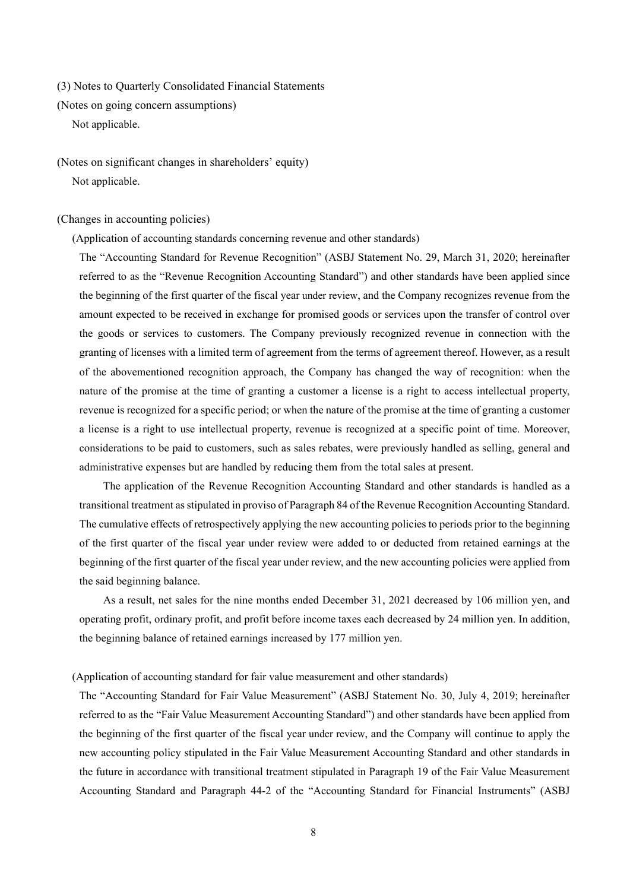### (3) Notes to Quarterly Consolidated Financial Statements

(Notes on going concern assumptions)

Not applicable.

(Notes on significant changes in shareholders' equity)

Not applicable.

(Changes in accounting policies)

(Application of accounting standards concerning revenue and other standards)

The "Accounting Standard for Revenue Recognition" (ASBJ Statement No. 29, March 31, 2020; hereinafter referred to as the "Revenue Recognition Accounting Standard") and other standards have been applied since the beginning of the first quarter of the fiscal year under review, and the Company recognizes revenue from the amount expected to be received in exchange for promised goods or services upon the transfer of control over the goods or services to customers. The Company previously recognized revenue in connection with the granting of licenses with a limited term of agreement from the terms of agreement thereof. However, as a result of the abovementioned recognition approach, the Company has changed the way of recognition: when the nature of the promise at the time of granting a customer a license is a right to access intellectual property, revenue is recognized for a specific period; or when the nature of the promise at the time of granting a customer a license is a right to use intellectual property, revenue is recognized at a specific point of time. Moreover, considerations to be paid to customers, such as sales rebates, were previously handled as selling, general and administrative expenses but are handled by reducing them from the total sales at present.

The application of the Revenue Recognition Accounting Standard and other standards is handled as a transitional treatment as stipulated in proviso of Paragraph 84 of the Revenue Recognition Accounting Standard. The cumulative effects of retrospectively applying the new accounting policies to periods prior to the beginning of the first quarter of the fiscal year under review were added to or deducted from retained earnings at the beginning of the first quarter of the fiscal year under review, and the new accounting policies were applied from the said beginning balance.

As a result, net sales for the nine months ended December 31, 2021 decreased by 106 million yen, and operating profit, ordinary profit, and profit before income taxes each decreased by 24 million yen. In addition, the beginning balance of retained earnings increased by 177 million yen.

(Application of accounting standard for fair value measurement and other standards)

The "Accounting Standard for Fair Value Measurement" (ASBJ Statement No. 30, July 4, 2019; hereinafter referred to as the "Fair Value Measurement Accounting Standard") and other standards have been applied from the beginning of the first quarter of the fiscal year under review, and the Company will continue to apply the new accounting policy stipulated in the Fair Value Measurement Accounting Standard and other standards in the future in accordance with transitional treatment stipulated in Paragraph 19 of the Fair Value Measurement Accounting Standard and Paragraph 44-2 of the "Accounting Standard for Financial Instruments" (ASBJ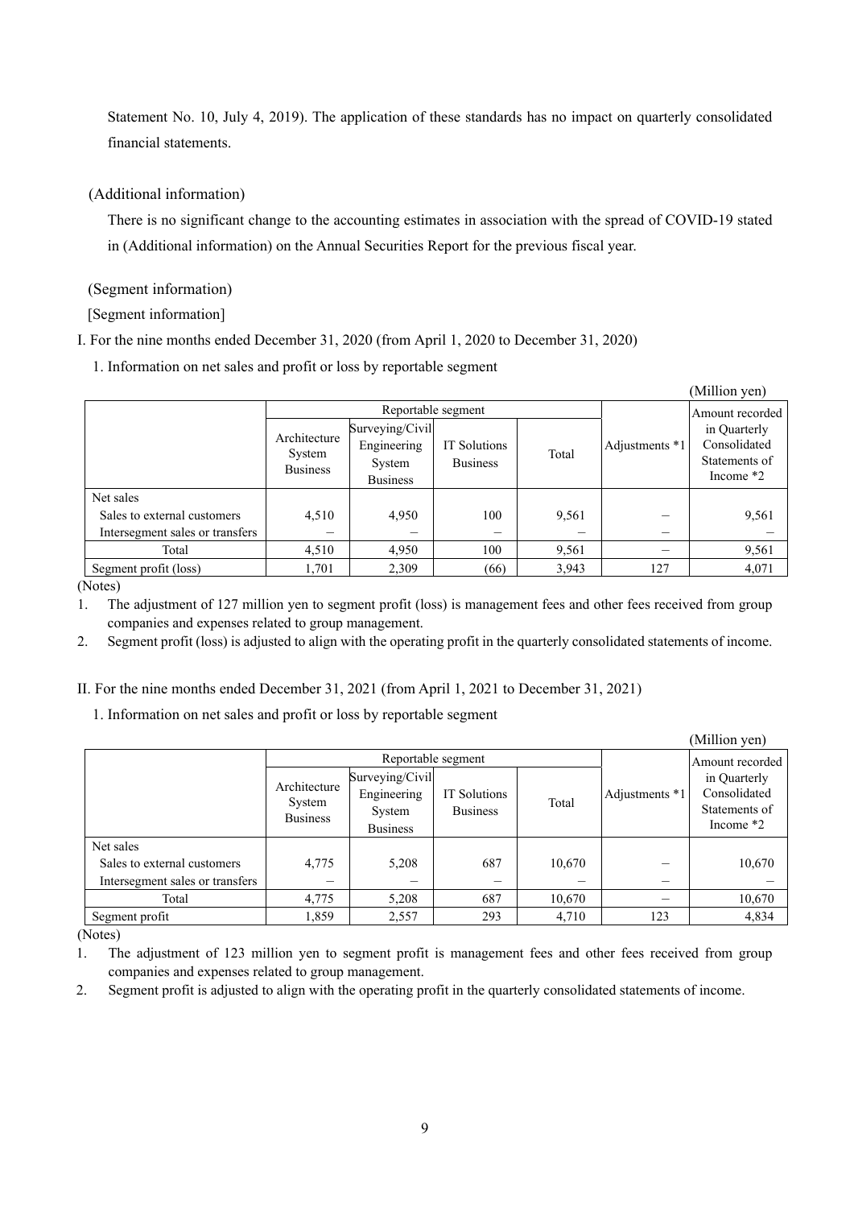Statement No. 10, July 4, 2019). The application of these standards has no impact on quarterly consolidated financial statements.

(Additional information)

There is no significant change to the accounting estimates in association with the spread of COVID-19 stated in (Additional information) on the Annual Securities Report for the previous fiscal year.

(Segment information)

[Segment information]

I. For the nine months ended December 31, 2020 (from April 1, 2020 to December 31, 2020)

1. Information on net sales and profit or loss by reportable segment

(Million yen)

| | Reportable segment | | | | Adjustments *1 | Amount recorded in Quarterly Consolidated Statements of Income *2 |
|---|---|---|---|---|---|---|
| | Architecture System Business | Surveying/Civil Engineering System Business | IT Solutions Business | Total | | |
| Net sales | | | | | | |
| Sales to external customers | 4,510 | 4,950 | 100 | 9,561 | – | 9,561 |
| Intersegment sales or transfers | – | – | – | – | – | – |
| Total | 4,510 | 4,950 | 100 | 9,561 | – | 9,561 |
| Segment profit (loss) | 1,701 | 2,309 | (66) | 3,943 | 127 | 4,071 |

(Notes)

1. The adjustment of 127 million yen to segment profit (loss) is management fees and other fees received from group companies and expenses related to group management.
2. Segment profit (loss) is adjusted to align with the operating profit in the quarterly consolidated statements of income.

II. For the nine months ended December 31, 2021 (from April 1, 2021 to December 31, 2021)

1. Information on net sales and profit or loss by reportable segment

(Million yen)

| | Reportable segment | | | | Adjustments *1 | Amount recorded in Quarterly Consolidated Statements of Income *2 |
|---|---|---|---|---|---|---|
| | Architecture System Business | Surveying/Civil Engineering System Business | IT Solutions Business | Total | | |
| Net sales | | | | | | |
| Sales to external customers | 4,775 | 5,208 | 687 | 10,670 | – | 10,670 |
| Intersegment sales or transfers | – | – | – | – | – | – |
| Total | 4,775 | 5,208 | 687 | 10,670 | – | 10,670 |
| Segment profit | 1,859 | 2,557 | 293 | 4,710 | 123 | 4,834 |

(Notes)

1. The adjustment of 123 million yen to segment profit is management fees and other fees received from group companies and expenses related to group management.
2. Segment profit is adjusted to align with the operating profit in the quarterly consolidated statements of income.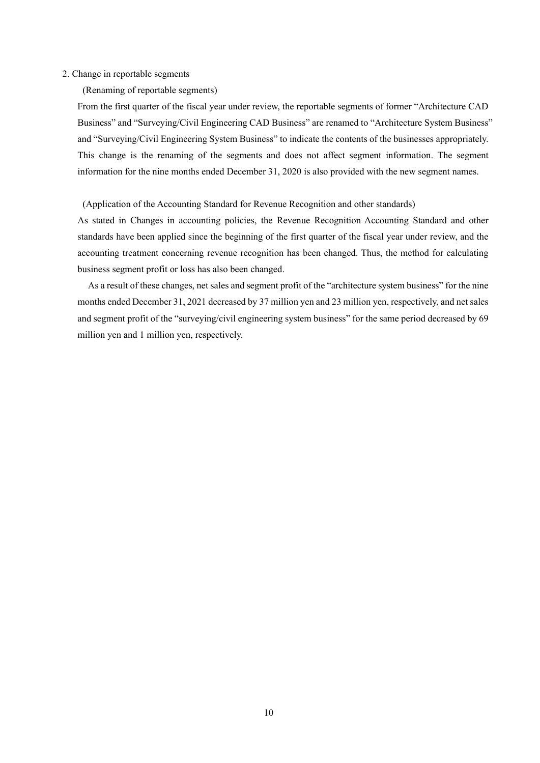2. Change in reportable segments

(Renaming of reportable segments)

From the first quarter of the fiscal year under review, the reportable segments of former "Architecture CAD Business" and "Surveying/Civil Engineering CAD Business" are renamed to "Architecture System Business" and "Surveying/Civil Engineering System Business" to indicate the contents of the businesses appropriately. This change is the renaming of the segments and does not affect segment information. The segment information for the nine months ended December 31, 2020 is also provided with the new segment names.

(Application of the Accounting Standard for Revenue Recognition and other standards)

As stated in Changes in accounting policies, the Revenue Recognition Accounting Standard and other standards have been applied since the beginning of the first quarter of the fiscal year under review, and the accounting treatment concerning revenue recognition has been changed. Thus, the method for calculating business segment profit or loss has also been changed.

As a result of these changes, net sales and segment profit of the "architecture system business" for the nine months ended December 31, 2021 decreased by 37 million yen and 23 million yen, respectively, and net sales and segment profit of the "surveying/civil engineering system business" for the same period decreased by 69 million yen and 1 million yen, respectively.